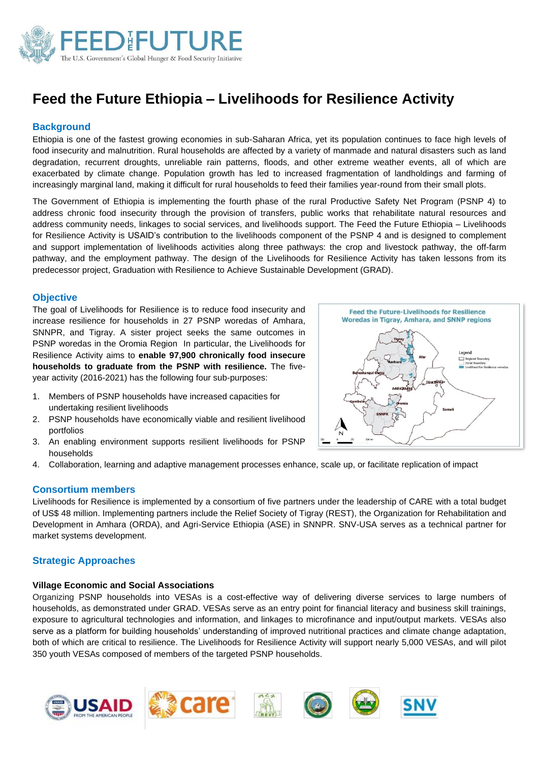# Feed the Future Ethiopia – Livelihoods for Resilience Activity

## Background

Ethiopia is one of the fastest growing economies in sub-Saharan Africa, yet its population continues to face high levels of food insecurity and malnutrition. Rural households are affected by a variety of manmade and natural disasters such as land degradation, recurrent droughts, unreliable rain patterns, floods, and other extreme weather events, all of which are exacerbated by climate change. Population growth has led to increased fragmentation of landholdings and farming of increasingly marginal land, making it difficult for rural households to feed their families year-round from their small plots.

The Government of Ethiopia is implementing the fourth phase of the rural Productive Safety Net Program (PSNP 4) to address chronic food insecurity through the provision of transfers, public works that rehabilitate natural resources and address community needs, linkages to social services, and livelihoods support. The Feed the Future Ethiopia – Livelihoods for Resilience Activity is USAID's contribution to the livelihoods component of the PSNP 4 and is designed to complement and support implementation of livelihoods activities along three pathways: the crop and livestock pathway, the off-farm pathway, and the employment pathway. The design of the Livelihoods for Resilience Activity has taken lessons from its predecessor project, Graduation with Resilience to Achieve Sustainable Development (GRAD).

## Objective

The goal of Livelihoods for Resilience is to reduce food insecurity and increase resilience for households in 27 PSNP woredas of Amhara, SNNPR, and Tigray. A sister project seeks the same outcomes in PSNP woredas in the Oromia Region In particular, the Livelihoods for Resilience Activity aims to **enable 97,900 chronically food insecure households to graduate from the PSNP with resilience.** The five-year activity (2016-2021) has the following four sub-purposes:

1. Members of PSNP households have increased capacities for undertaking resilient livelihoods
2. PSNP households have economically viable and resilient livelihood portfolios
3. An enabling environment supports resilient livelihoods for PSNP households
4. Collaboration, learning and adaptive management processes enhance, scale up, or facilitate replication of impact

Feed the Future-Livelihoods for Resilience Woredas in Tigray, Amhara, and SNNP regions

Tigray
Afar
Amhara
Benishangul Gumu
Dire Dawa
Addis Ababa
Gambela
Oromia
SNNPR
Somali

Legend
Regional Boundary
Zonal boundary
Livelihood for Resilience woredas

## Consortium members

Livelihoods for Resilience is implemented by a consortium of five partners under the leadership of CARE with a total budget of US$ 48 million. Implementing partners include the Relief Society of Tigray (REST), the Organization for Rehabilitation and Development in Amhara (ORDA), and Agri-Service Ethiopia (ASE) in SNNPR. SNV-USA serves as a technical partner for market systems development.

## Strategic Approaches

### Village Economic and Social Associations

Organizing PSNP households into VESAs is a cost-effective way of delivering diverse services to large numbers of households, as demonstrated under GRAD. VESAs serve as an entry point for financial literacy and business skill trainings, exposure to agricultural technologies and information, and linkages to microfinance and input/output markets. VESAs also serve as a platform for building households' understanding of improved nutritional practices and climate change adaptation, both of which are critical to resilience. The Livelihoods for Resilience Activity will support nearly 5,000 VESAs, and will pilot 350 youth VESAs composed of members of the targeted PSNP households.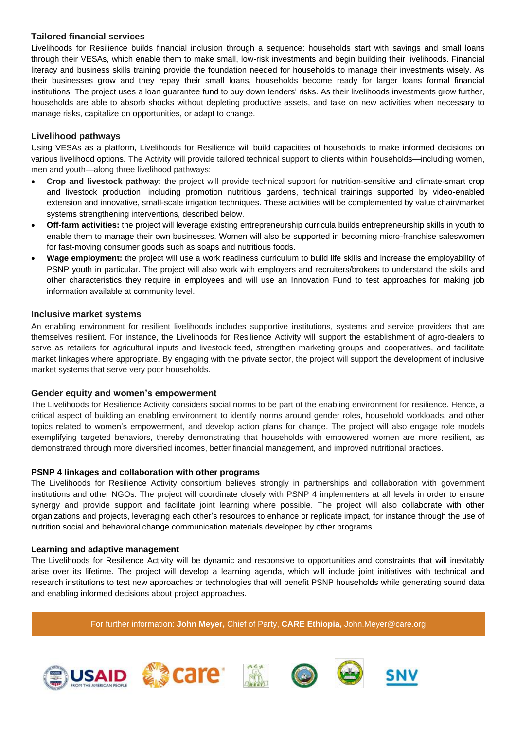### Tailored financial services

Livelihoods for Resilience builds financial inclusion through a sequence: households start with savings and small loans through their VESAs, which enable them to make small, low-risk investments and begin building their livelihoods. Financial literacy and business skills training provide the foundation needed for households to manage their investments wisely. As their businesses grow and they repay their small loans, households become ready for larger loans formal financial institutions. The project uses a loan guarantee fund to buy down lenders' risks. As their livelihoods investments grow further, households are able to absorb shocks without depleting productive assets, and take on new activities when necessary to manage risks, capitalize on opportunities, or adapt to change.

### Livelihood pathways

Using VESAs as a platform, Livelihoods for Resilience will build capacities of households to make informed decisions on various livelihood options. The Activity will provide tailored technical support to clients within households—including women, men and youth—along three livelihood pathways:

- **Crop and livestock pathway:** the project will provide technical support for nutrition-sensitive and climate-smart crop and livestock production, including promotion nutritious gardens, technical trainings supported by video-enabled extension and innovative, small-scale irrigation techniques. These activities will be complemented by value chain/market systems strengthening interventions, described below.
- **Off-farm activities:** the project will leverage existing entrepreneurship curricula builds entrepreneurship skills in youth to enable them to manage their own businesses. Women will also be supported in becoming micro-franchise saleswomen for fast-moving consumer goods such as soaps and nutritious foods.
- **Wage employment:** the project will use a work readiness curriculum to build life skills and increase the employability of PSNP youth in particular. The project will also work with employers and recruiters/brokers to understand the skills and other characteristics they require in employees and will use an Innovation Fund to test approaches for making job information available at community level.

### Inclusive market systems

An enabling environment for resilient livelihoods includes supportive institutions, systems and service providers that are themselves resilient. For instance, the Livelihoods for Resilience Activity will support the establishment of agro-dealers to serve as retailers for agricultural inputs and livestock feed, strengthen marketing groups and cooperatives, and facilitate market linkages where appropriate. By engaging with the private sector, the project will support the development of inclusive market systems that serve very poor households.

### Gender equity and women's empowerment

The Livelihoods for Resilience Activity considers social norms to be part of the enabling environment for resilience. Hence, a critical aspect of building an enabling environment to identify norms around gender roles, household workloads, and other topics related to women's empowerment, and develop action plans for change. The project will also engage role models exemplifying targeted behaviors, thereby demonstrating that households with empowered women are more resilient, as demonstrated through more diversified incomes, better financial management, and improved nutritional practices.

### PSNP 4 linkages and collaboration with other programs

The Livelihoods for Resilience Activity consortium believes strongly in partnerships and collaboration with government institutions and other NGOs. The project will coordinate closely with PSNP 4 implementers at all levels in order to ensure synergy and provide support and facilitate joint learning where possible. The project will also collaborate with other organizations and projects, leveraging each other's resources to enhance or replicate impact, for instance through the use of nutrition social and behavioral change communication materials developed by other programs.

### Learning and adaptive management

The Livelihoods for Resilience Activity will be dynamic and responsive to opportunities and constraints that will inevitably arise over its lifetime. The project will develop a learning agenda, which will include joint initiatives with technical and research institutions to test new approaches or technologies that will benefit PSNP households while generating sound data and enabling informed decisions about project approaches.

For further information: **John Meyer,** Chief of Party, **CARE Ethiopia,** John.Meyer@care.org

USAID FROM THE AMERICAN PEOPLE | care | REST | SNV